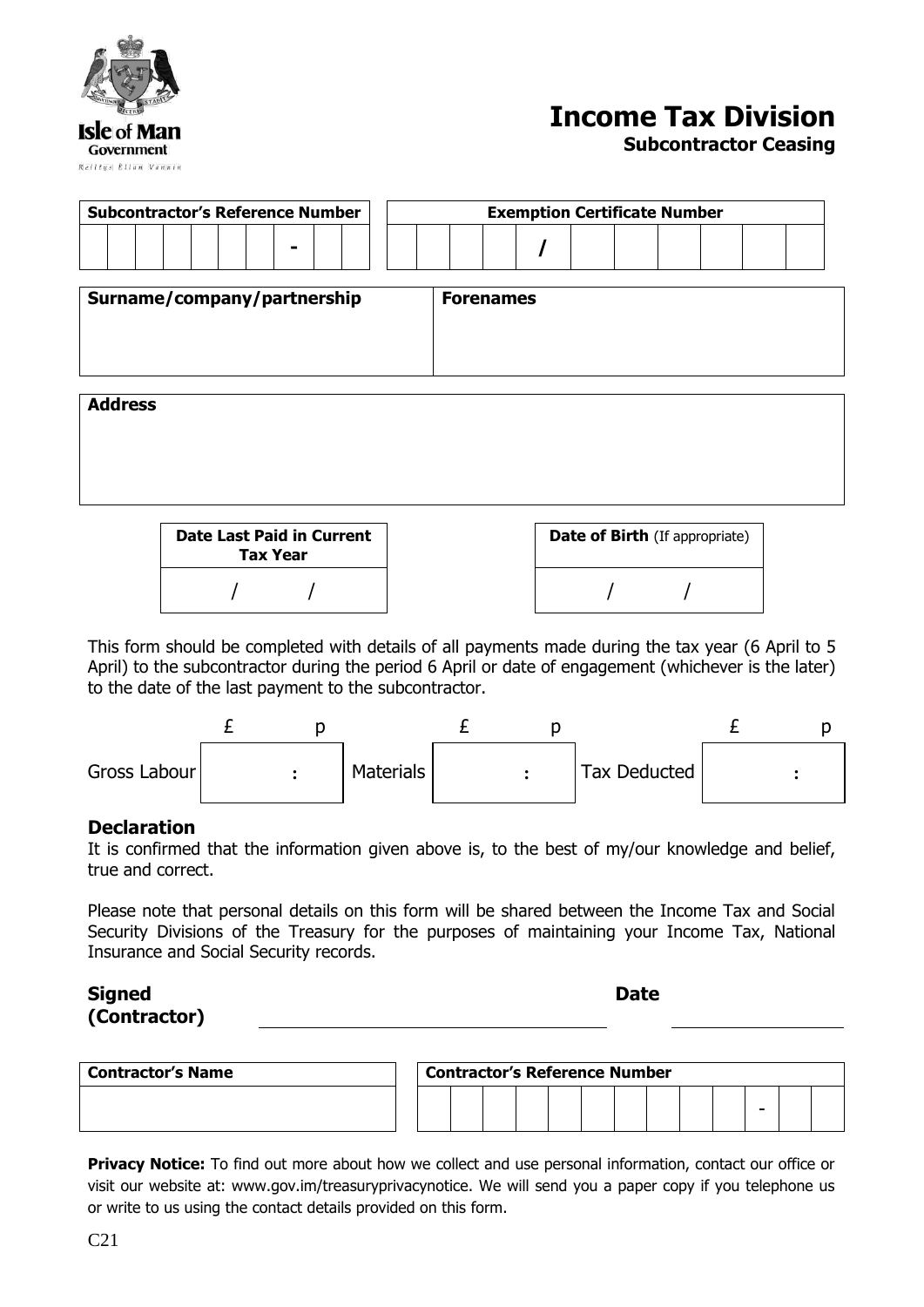Isle of Man Government

Reiltys Ellan Vannin

# Income Tax Division

### Subcontractor Ceasing

| Subcontractor's Reference Number | Exemption Certificate Number |
|---|---|
| - | / |

| Surname/company/partnership | Forenames |
|---|---|
| | |

| Address |
|---|
| |

| Date Last Paid in Current Tax Year | Date of Birth (If appropriate) |
|---|---|
| / / | / / |

This form should be completed with details of all payments made during the tax year (6 April to 5 April) to the subcontractor during the period 6 April or date of engagement (whichever is the later) to the date of the last payment to the subcontractor.

| | £ p | | £ p | | £ p |
|---|---|---|---|---|---|
| Gross Labour | : | Materials | : | Tax Deducted | : |

### Declaration

It is confirmed that the information given above is, to the best of my/our knowledge and belief, true and correct.

Please note that personal details on this form will be shared between the Income Tax and Social Security Divisions of the Treasury for the purposes of maintaining your Income Tax, National Insurance and Social Security records.

**Signed (Contractor)** ______________________ **Date** ______________

| Contractor's Name | Contractor's Reference Number |
|---|---|
| | - |

**Privacy Notice:** To find out more about how we collect and use personal information, contact our office or visit our website at: www.gov.im/treasuryprivacynotice. We will send you a paper copy if you telephone us or write to us using the contact details provided on this form.

C21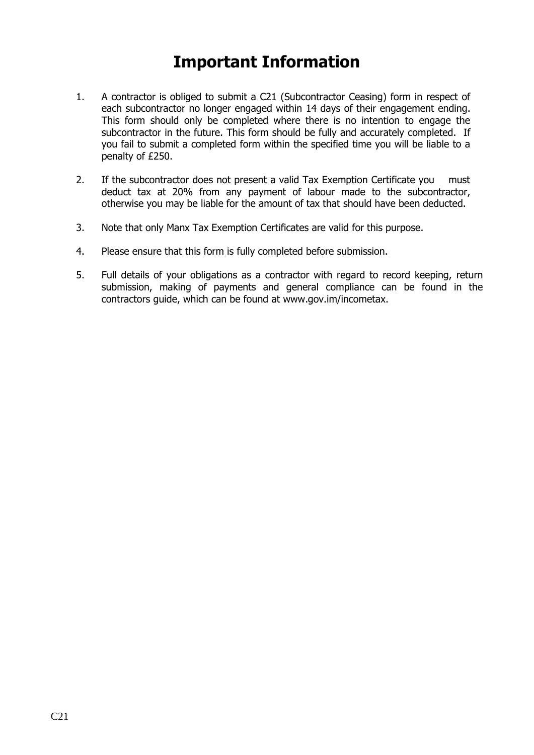# Important Information

1. A contractor is obliged to submit a C21 (Subcontractor Ceasing) form in respect of each subcontractor no longer engaged within 14 days of their engagement ending. This form should only be completed where there is no intention to engage the subcontractor in the future. This form should be fully and accurately completed. If you fail to submit a completed form within the specified time you will be liable to a penalty of £250.

2. If the subcontractor does not present a valid Tax Exemption Certificate you must deduct tax at 20% from any payment of labour made to the subcontractor, otherwise you may be liable for the amount of tax that should have been deducted.

3. Note that only Manx Tax Exemption Certificates are valid for this purpose.

4. Please ensure that this form is fully completed before submission.

5. Full details of your obligations as a contractor with regard to record keeping, return submission, making of payments and general compliance can be found in the contractors guide, which can be found at www.gov.im/incometax.